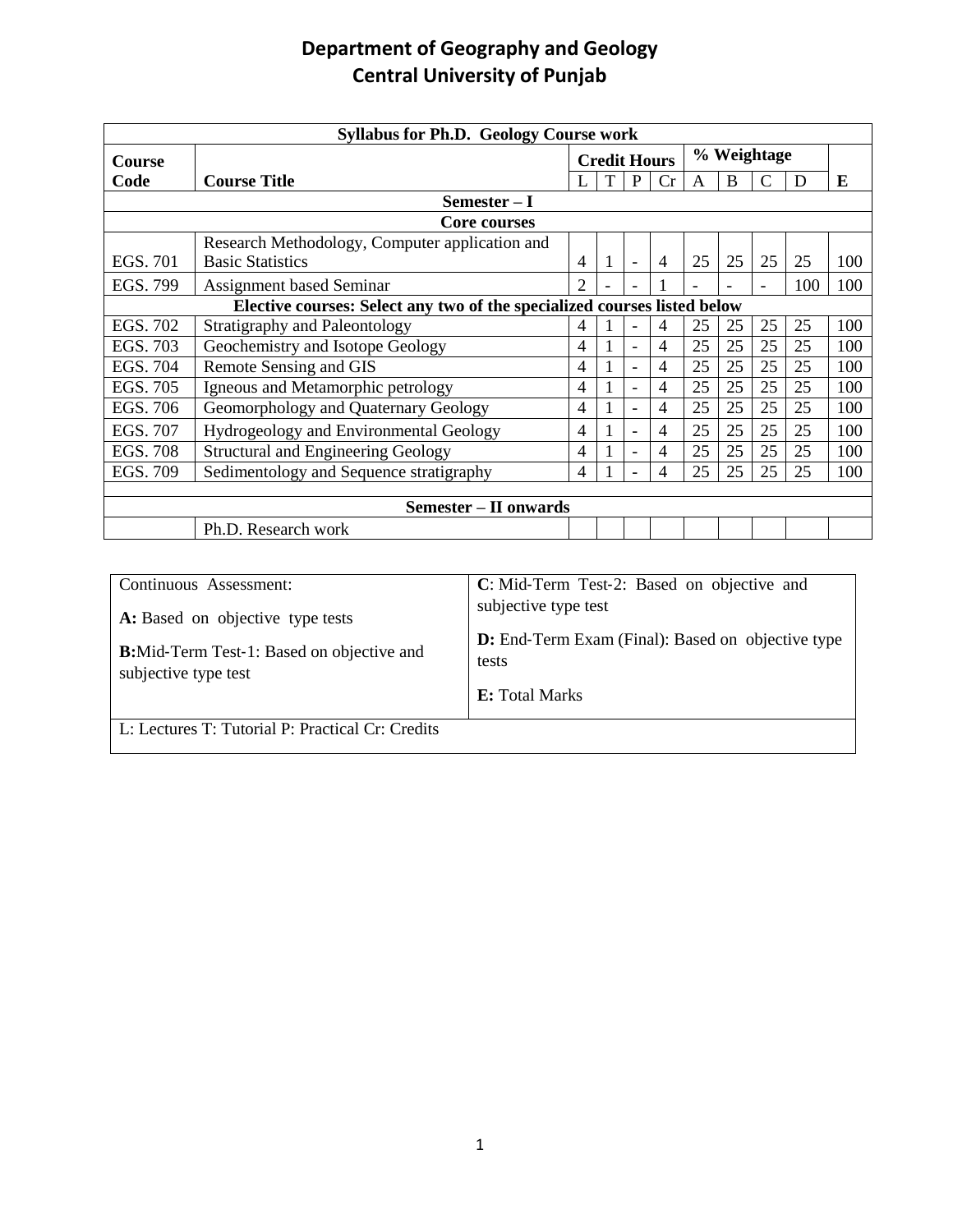# Department of Geography and Geology
# Central University of Punjab

| Syllabus for Ph.D. Geology Course work | | | | | | | | | | |
|---|---|---|---|---|---|---|---|---|---|---|
| Course Code | Course Title | Credit Hours | | | | % Weightage | | | | E |
| | | L | T | P | Cr | A | B | C | D | |
| **Semester – I** | | | | | | | | | | |
| **Core courses** | | | | | | | | | | |
| EGS. 701 | Research Methodology, Computer application and Basic Statistics | 4 | 1 | - | 4 | 25 | 25 | 25 | 25 | 100 |
| EGS. 799 | Assignment based Seminar | 2 | - | - | 1 | - | - | - | 100 | 100 |
| **Elective courses: Select any two of the specialized courses listed below** | | | | | | | | | | |
| EGS. 702 | Stratigraphy and Paleontology | 4 | 1 | - | 4 | 25 | 25 | 25 | 25 | 100 |
| EGS. 703 | Geochemistry and Isotope Geology | 4 | 1 | - | 4 | 25 | 25 | 25 | 25 | 100 |
| EGS. 704 | Remote Sensing and GIS | 4 | 1 | - | 4 | 25 | 25 | 25 | 25 | 100 |
| EGS. 705 | Igneous and Metamorphic petrology | 4 | 1 | - | 4 | 25 | 25 | 25 | 25 | 100 |
| EGS. 706 | Geomorphology and Quaternary Geology | 4 | 1 | - | 4 | 25 | 25 | 25 | 25 | 100 |
| EGS. 707 | Hydrogeology and Environmental Geology | 4 | 1 | - | 4 | 25 | 25 | 25 | 25 | 100 |
| EGS. 708 | Structural and Engineering Geology | 4 | 1 | - | 4 | 25 | 25 | 25 | 25 | 100 |
| EGS. 709 | Sedimentology and Sequence stratigraphy | 4 | 1 | - | 4 | 25 | 25 | 25 | 25 | 100 |
| **Semester – II onwards** | | | | | | | | | | |
| | Ph.D. Research work | | | | | | | | | |

| Continuous Assessment: | **C**: Mid-Term Test-2: Based on objective and subjective type test |
|---|---|
| **A:** Based on objective type tests | **D:** End-Term Exam (Final): Based on objective type tests |
| **B:** Mid-Term Test-1: Based on objective and subjective type test | **E:** Total Marks |
| L: Lectures T: Tutorial P: Practical Cr: Credits | |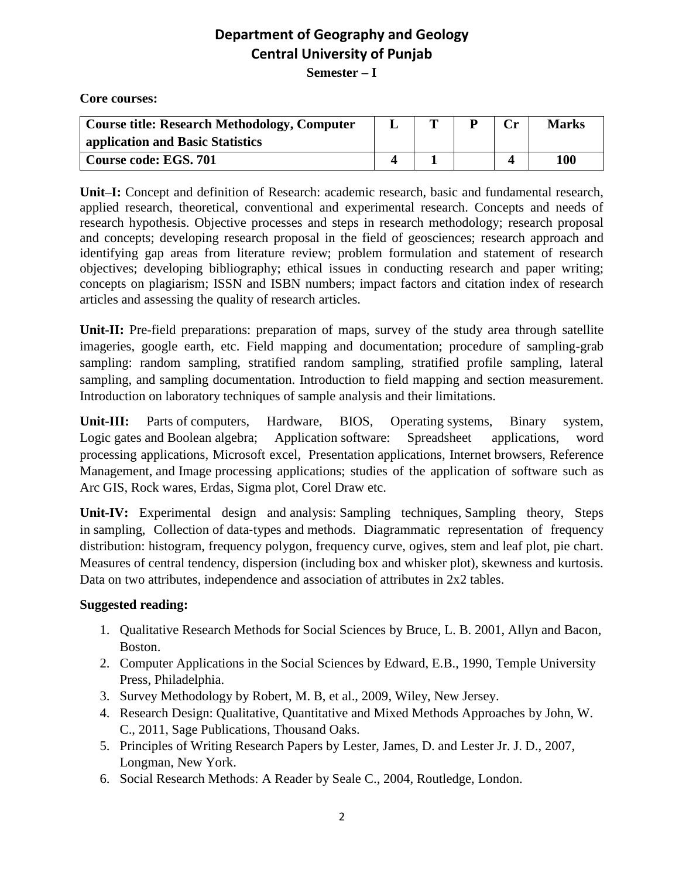# Department of Geography and Geology
## Central University of Punjab
### Semester – I

**Core courses:**

| Course title: Research Methodology, Computer application and Basic Statistics | L | T | P | Cr | Marks |
|---|---|---|---|---|---|
| **Course code: EGS. 701** | **4** | **1** | | **4** | **100** |

**Unit–I:** Concept and definition of Research: academic research, basic and fundamental research, applied research, theoretical, conventional and experimental research. Concepts and needs of research hypothesis. Objective processes and steps in research methodology; research proposal and concepts; developing research proposal in the field of geosciences; research approach and identifying gap areas from literature review; problem formulation and statement of research objectives; developing bibliography; ethical issues in conducting research and paper writing; concepts on plagiarism; ISSN and ISBN numbers; impact factors and citation index of research articles and assessing the quality of research articles.

**Unit-II:** Pre-field preparations: preparation of maps, survey of the study area through satellite imageries, google earth, etc. Field mapping and documentation; procedure of sampling-grab sampling: random sampling, stratified random sampling, stratified profile sampling, lateral sampling, and sampling documentation. Introduction to field mapping and section measurement. Introduction on laboratory techniques of sample analysis and their limitations.

**Unit-III:** Parts of computers, Hardware, BIOS, Operating systems, Binary system, Logic gates and Boolean algebra; Application software: Spreadsheet applications, word processing applications, Microsoft excel, Presentation applications, Internet browsers, Reference Management, and Image processing applications; studies of the application of software such as Arc GIS, Rock wares, Erdas, Sigma plot, Corel Draw etc.

**Unit-IV:** Experimental design and analysis: Sampling techniques, Sampling theory, Steps in sampling, Collection of data-types and methods. Diagrammatic representation of frequency distribution: histogram, frequency polygon, frequency curve, ogives, stem and leaf plot, pie chart. Measures of central tendency, dispersion (including box and whisker plot), skewness and kurtosis. Data on two attributes, independence and association of attributes in 2x2 tables.

**Suggested reading:**

1. Qualitative Research Methods for Social Sciences by Bruce, L. B. 2001, Allyn and Bacon, Boston.
2. Computer Applications in the Social Sciences by Edward, E.B., 1990, Temple University Press, Philadelphia.
3. Survey Methodology by Robert, M. B, et al., 2009, Wiley, New Jersey.
4. Research Design: Qualitative, Quantitative and Mixed Methods Approaches by John, W. C., 2011, Sage Publications, Thousand Oaks.
5. Principles of Writing Research Papers by Lester, James, D. and Lester Jr. J. D., 2007, Longman, New York.
6. Social Research Methods: A Reader by Seale C., 2004, Routledge, London.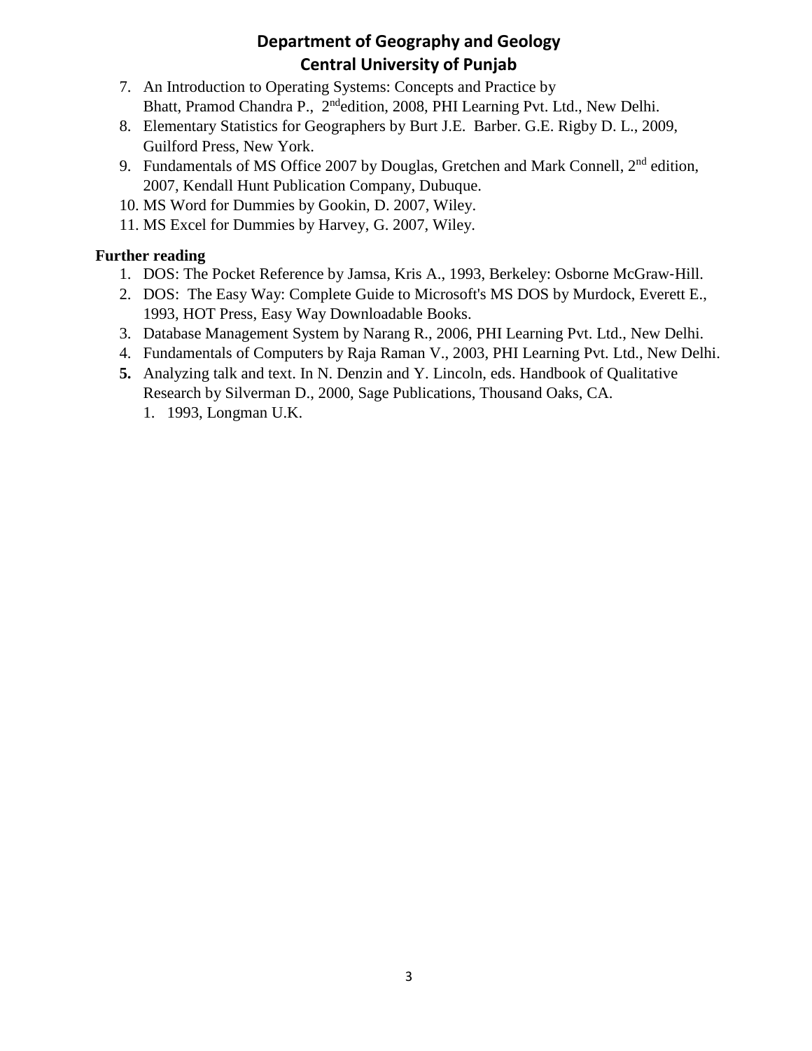7. An Introduction to Operating Systems: Concepts and Practice by Bhatt, Pramod Chandra P., 2ndedition, 2008, PHI Learning Pvt. Ltd., New Delhi.
8. Elementary Statistics for Geographers by Burt J.E. Barber. G.E. Rigby D. L., 2009, Guilford Press, New York.
9. Fundamentals of MS Office 2007 by Douglas, Gretchen and Mark Connell, 2nd edition, 2007, Kendall Hunt Publication Company, Dubuque.
10. MS Word for Dummies by Gookin, D. 2007, Wiley.
11. MS Excel for Dummies by Harvey, G. 2007, Wiley.

**Further reading**

1. DOS: The Pocket Reference by Jamsa, Kris A., 1993, Berkeley: Osborne McGraw-Hill.
2. DOS: The Easy Way: Complete Guide to Microsoft's MS DOS by Murdock, Everett E., 1993, HOT Press, Easy Way Downloadable Books.
3. Database Management System by Narang R., 2006, PHI Learning Pvt. Ltd., New Delhi.
4. Fundamentals of Computers by Raja Raman V., 2003, PHI Learning Pvt. Ltd., New Delhi.
5. Analyzing talk and text. In N. Denzin and Y. Lincoln, eds. Handbook of Qualitative Research by Silverman D., 2000, Sage Publications, Thousand Oaks, CA.
    1. 1993, Longman U.K.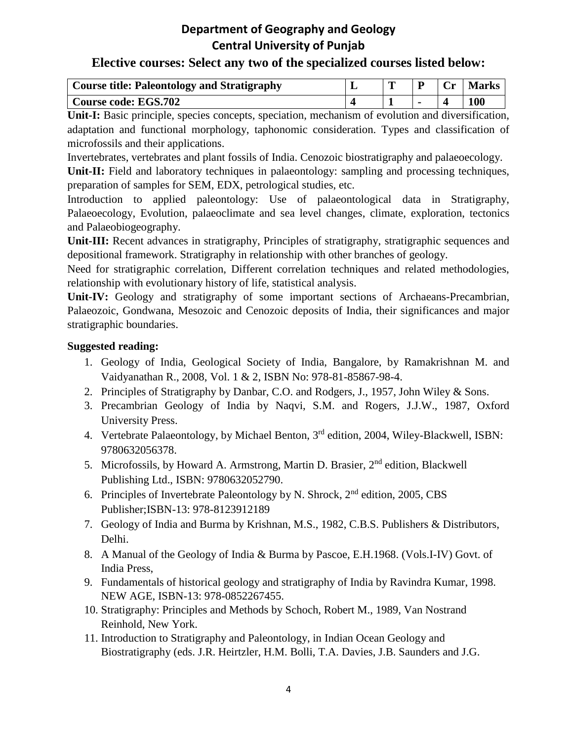# Department of Geography and Geology
# Central University of Punjab

## Elective courses: Select any two of the specialized courses listed below:

| Course title: Paleontology and Stratigraphy | L | T | P | Cr | Marks |
|---|---|---|---|---|---|
| Course code: EGS.702 | 4 | 1 | - | 4 | 100 |

**Unit-I:** Basic principle, species concepts, speciation, mechanism of evolution and diversification, adaptation and functional morphology, taphonomic consideration. Types and classification of microfossils and their applications.

Invertebrates, vertebrates and plant fossils of India. Cenozoic biostratigraphy and palaeoecology.

**Unit-II:** Field and laboratory techniques in palaeontology: sampling and processing techniques, preparation of samples for SEM, EDX, petrological studies, etc.

Introduction to applied paleontology: Use of palaeontological data in Stratigraphy, Palaeoecology, Evolution, palaeoclimate and sea level changes, climate, exploration, tectonics and Palaeobiogeography.

**Unit-III:** Recent advances in stratigraphy, Principles of stratigraphy, stratigraphic sequences and depositional framework. Stratigraphy in relationship with other branches of geology.

Need for stratigraphic correlation, Different correlation techniques and related methodologies, relationship with evolutionary history of life, statistical analysis.

**Unit-IV:** Geology and stratigraphy of some important sections of Archaeans-Precambrian, Palaeozoic, Gondwana, Mesozoic and Cenozoic deposits of India, their significances and major stratigraphic boundaries.

**Suggested reading:**

1. Geology of India, Geological Society of India, Bangalore, by Ramakrishnan M. and Vaidyanathan R., 2008, Vol. 1 & 2, ISBN No: 978-81-85867-98-4.
2. Principles of Stratigraphy by Danbar, C.O. and Rodgers, J., 1957, John Wiley & Sons.
3. Precambrian Geology of India by Naqvi, S.M. and Rogers, J.J.W., 1987, Oxford University Press.
4. Vertebrate Palaeontology, by Michael Benton, 3rd edition, 2004, Wiley-Blackwell, ISBN: 9780632056378.
5. Microfossils, by Howard A. Armstrong, Martin D. Brasier, 2nd edition, Blackwell Publishing Ltd., ISBN: 9780632052790.
6. Principles of Invertebrate Paleontology by N. Shrock, 2nd edition, 2005, CBS Publisher;ISBN-13: 978-8123912189
7. Geology of India and Burma by Krishnan, M.S., 1982, C.B.S. Publishers & Distributors, Delhi.
8. A Manual of the Geology of India & Burma by Pascoe, E.H.1968. (Vols.I-IV) Govt. of India Press,
9. Fundamentals of historical geology and stratigraphy of India by Ravindra Kumar, 1998. NEW AGE, ISBN-13: 978-0852267455.
10. Stratigraphy: Principles and Methods by Schoch, Robert M., 1989, Van Nostrand Reinhold, New York.
11. Introduction to Stratigraphy and Paleontology, in Indian Ocean Geology and Biostratigraphy (eds. J.R. Heirtzler, H.M. Bolli, T.A. Davies, J.B. Saunders and J.G.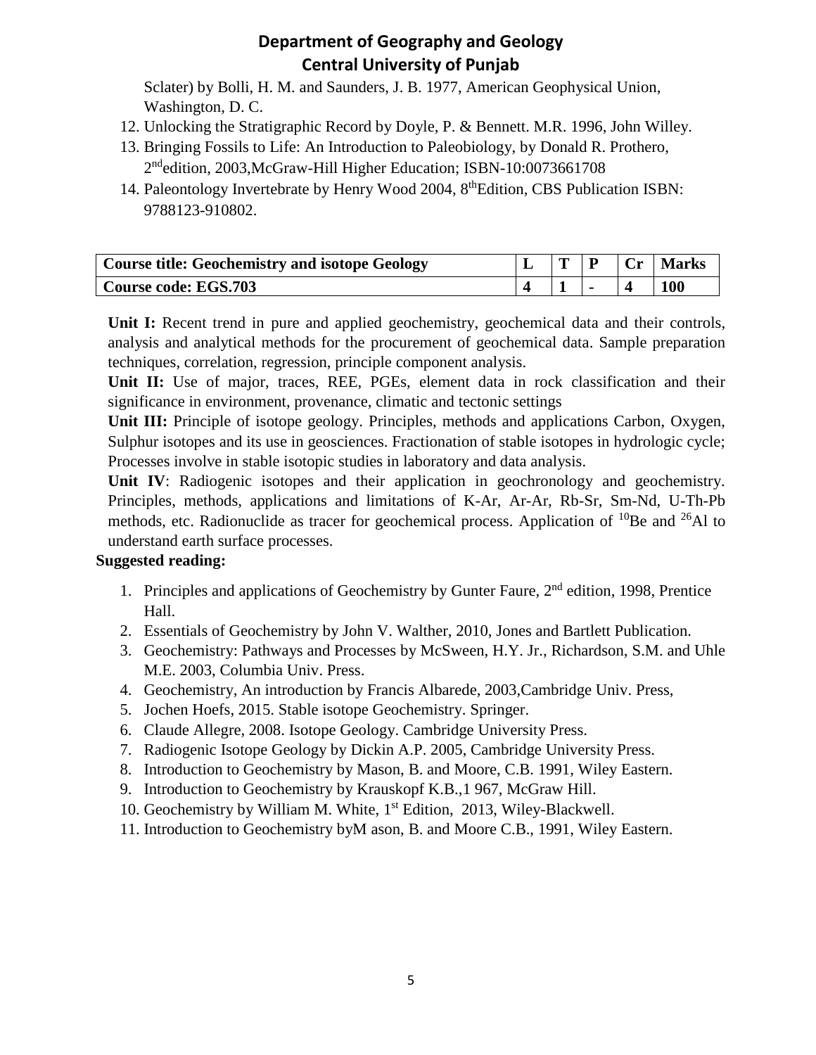Sclater) by Bolli, H. M. and Saunders, J. B. 1977, American Geophysical Union, Washington, D. C.

12. Unlocking the Stratigraphic Record by Doyle, P. & Bennett. M.R. 1996, John Willey.
13. Bringing Fossils to Life: An Introduction to Paleobiology, by Donald R. Prothero, 2ndedition, 2003,McGraw-Hill Higher Education; ISBN-10:0073661708
14. Paleontology Invertebrate by Henry Wood 2004, 8thEdition, CBS Publication ISBN: 9788123-910802.

| Course title: Geochemistry and isotope Geology | L | T | P | Cr | Marks |
|---|---|---|---|---|---|
| **Course code: EGS.703** | **4** | **1** | **-** | **4** | **100** |

**Unit I:** Recent trend in pure and applied geochemistry, geochemical data and their controls, analysis and analytical methods for the procurement of geochemical data. Sample preparation techniques, correlation, regression, principle component analysis.

**Unit II:** Use of major, traces, REE, PGEs, element data in rock classification and their significance in environment, provenance, climatic and tectonic settings

**Unit III:** Principle of isotope geology. Principles, methods and applications Carbon, Oxygen, Sulphur isotopes and its use in geosciences. Fractionation of stable isotopes in hydrologic cycle; Processes involve in stable isotopic studies in laboratory and data analysis.

**Unit IV**: Radiogenic isotopes and their application in geochronology and geochemistry. Principles, methods, applications and limitations of K-Ar, Ar-Ar, Rb-Sr, Sm-Nd, U-Th-Pb methods, etc. Radionuclide as tracer for geochemical process. Application of $^{10}$Be and $^{26}$Al to understand earth surface processes.

**Suggested reading:**

1. Principles and applications of Geochemistry by Gunter Faure, 2nd edition, 1998, Prentice Hall.
2. Essentials of Geochemistry by John V. Walther, 2010, Jones and Bartlett Publication.
3. Geochemistry: Pathways and Processes by McSween, H.Y. Jr., Richardson, S.M. and Uhle M.E. 2003, Columbia Univ. Press.
4. Geochemistry, An introduction by Francis Albarede, 2003,Cambridge Univ. Press,
5. Jochen Hoefs, 2015. Stable isotope Geochemistry. Springer.
6. Claude Allegre, 2008. Isotope Geology. Cambridge University Press.
7. Radiogenic Isotope Geology by Dickin A.P. 2005, Cambridge University Press.
8. Introduction to Geochemistry by Mason, B. and Moore, C.B. 1991, Wiley Eastern.
9. Introduction to Geochemistry by Krauskopf K.B.,1 967, McGraw Hill.
10. Geochemistry by William M. White, 1st Edition, 2013, Wiley-Blackwell.
11. Introduction to Geochemistry byM ason, B. and Moore C.B., 1991, Wiley Eastern.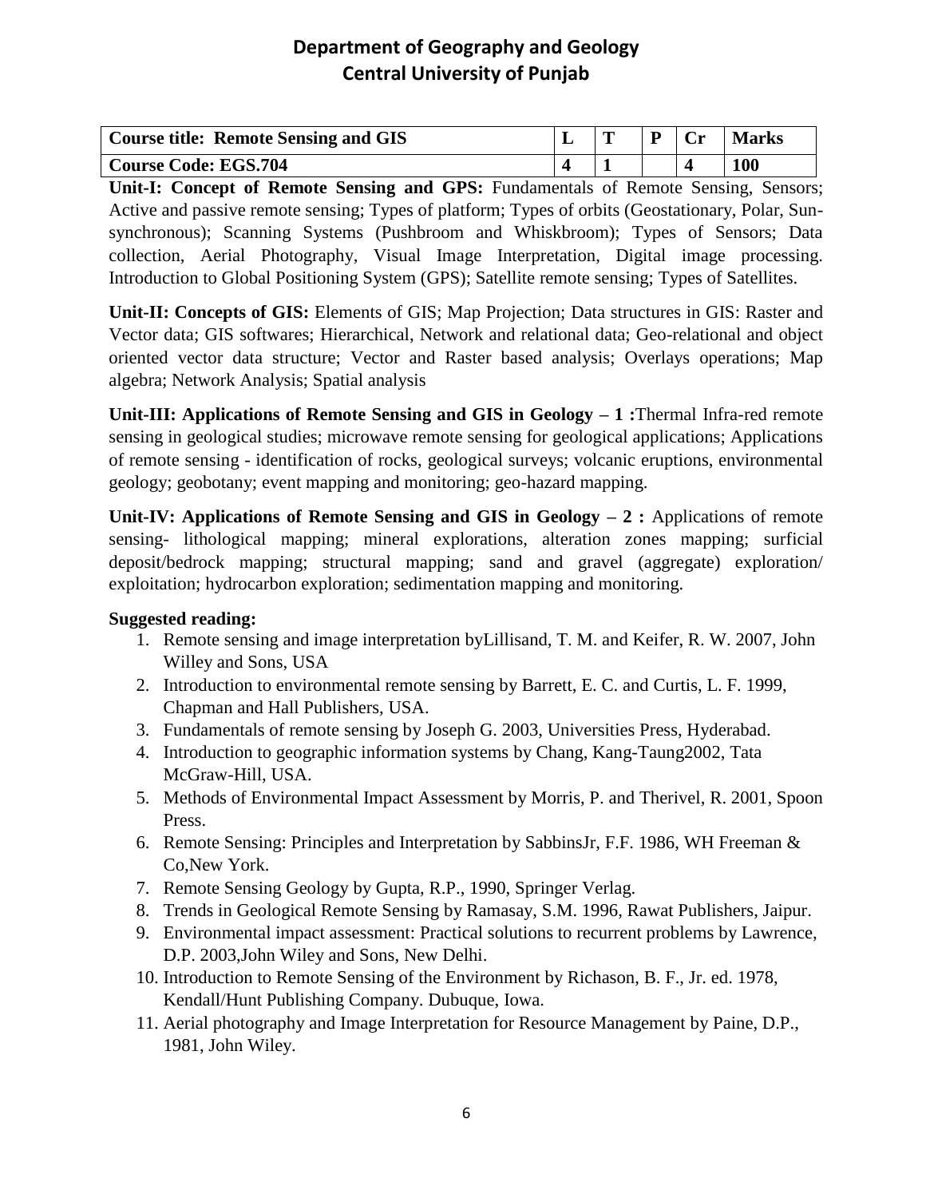# Department of Geography and Geology
# Central University of Punjab

| Course title: Remote Sensing and GIS | L | T | P | Cr | Marks |
|---|---|---|---|---|---|
| **Course Code: EGS.704** | **4** | **1** | | **4** | **100** |

**Unit-I: Concept of Remote Sensing and GPS:** Fundamentals of Remote Sensing, Sensors; Active and passive remote sensing; Types of platform; Types of orbits (Geostationary, Polar, Sun-synchronous); Scanning Systems (Pushbroom and Whiskbroom); Types of Sensors; Data collection, Aerial Photography, Visual Image Interpretation, Digital image processing. Introduction to Global Positioning System (GPS); Satellite remote sensing; Types of Satellites.

**Unit-II: Concepts of GIS:** Elements of GIS; Map Projection; Data structures in GIS: Raster and Vector data; GIS softwares; Hierarchical, Network and relational data; Geo-relational and object oriented vector data structure; Vector and Raster based analysis; Overlays operations; Map algebra; Network Analysis; Spatial analysis

**Unit-III: Applications of Remote Sensing and GIS in Geology – 1 :**Thermal Infra-red remote sensing in geological studies; microwave remote sensing for geological applications; Applications of remote sensing - identification of rocks, geological surveys; volcanic eruptions, environmental geology; geobotany; event mapping and monitoring; geo-hazard mapping.

**Unit-IV: Applications of Remote Sensing and GIS in Geology – 2 :** Applications of remote sensing- lithological mapping; mineral explorations, alteration zones mapping; surficial deposit/bedrock mapping; structural mapping; sand and gravel (aggregate) exploration/ exploitation; hydrocarbon exploration; sedimentation mapping and monitoring.

**Suggested reading:**

1. Remote sensing and image interpretation byLillisand, T. M. and Keifer, R. W. 2007, John Willey and Sons, USA
2. Introduction to environmental remote sensing by Barrett, E. C. and Curtis, L. F. 1999, Chapman and Hall Publishers, USA.
3. Fundamentals of remote sensing by Joseph G. 2003, Universities Press, Hyderabad.
4. Introduction to geographic information systems by Chang, Kang-Taung2002, Tata McGraw-Hill, USA.
5. Methods of Environmental Impact Assessment by Morris, P. and Therivel, R. 2001, Spoon Press.
6. Remote Sensing: Principles and Interpretation by SabbinsJr, F.F. 1986, WH Freeman & Co,New York.
7. Remote Sensing Geology by Gupta, R.P., 1990, Springer Verlag.
8. Trends in Geological Remote Sensing by Ramasay, S.M. 1996, Rawat Publishers, Jaipur.
9. Environmental impact assessment: Practical solutions to recurrent problems by Lawrence, D.P. 2003,John Wiley and Sons, New Delhi.
10. Introduction to Remote Sensing of the Environment by Richason, B. F., Jr. ed. 1978, Kendall/Hunt Publishing Company. Dubuque, Iowa.
11. Aerial photography and Image Interpretation for Resource Management by Paine, D.P., 1981, John Wiley.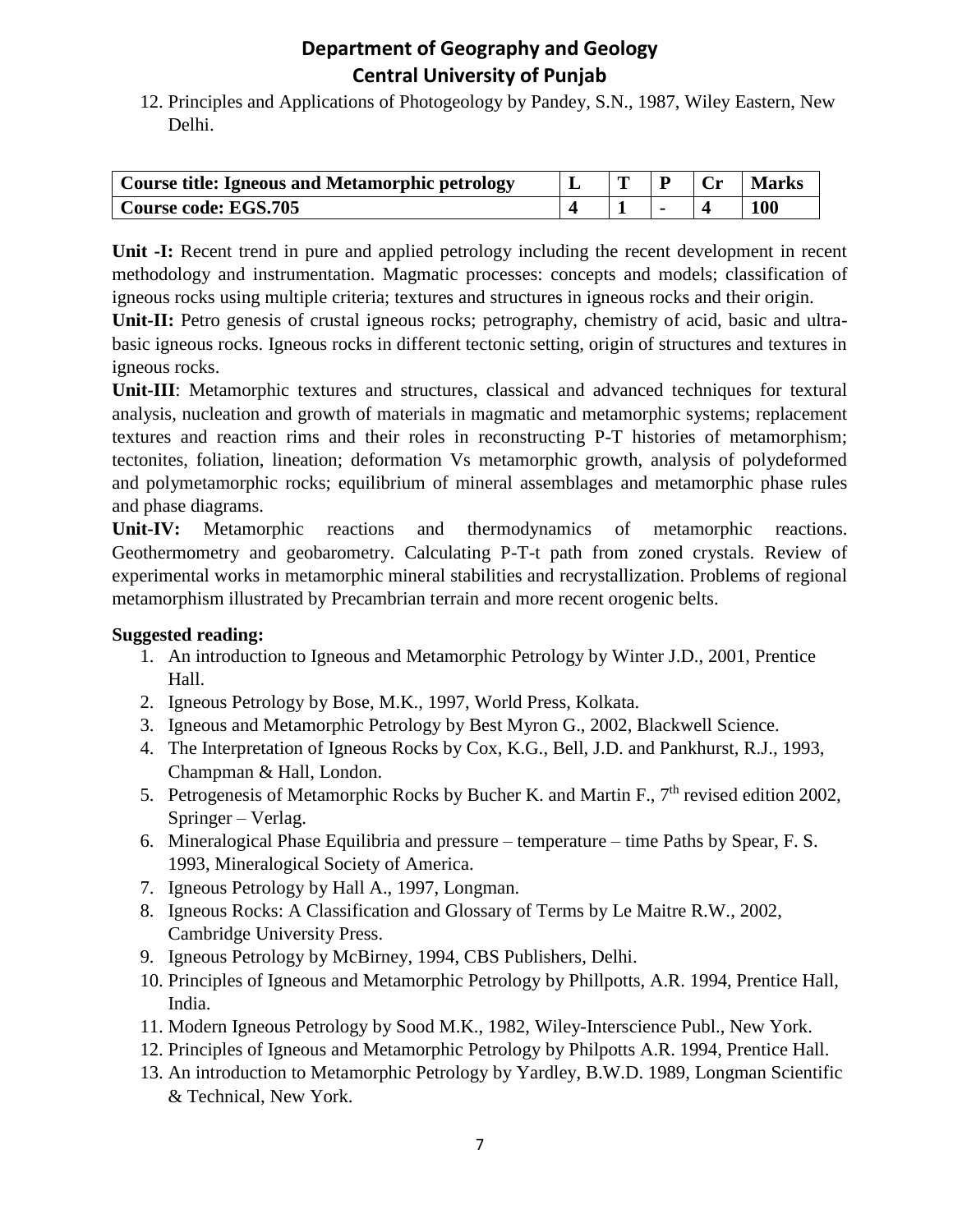12. Principles and Applications of Photogeology by Pandey, S.N., 1987, Wiley Eastern, New Delhi.

| Course title: Igneous and Metamorphic petrology | L | T | P | Cr | Marks |
|---|---|---|---|---|---|
| Course code: EGS.705 | 4 | 1 | - | 4 | 100 |

**Unit -I:** Recent trend in pure and applied petrology including the recent development in recent methodology and instrumentation. Magmatic processes: concepts and models; classification of igneous rocks using multiple criteria; textures and structures in igneous rocks and their origin.

**Unit-II:** Petro genesis of crustal igneous rocks; petrography, chemistry of acid, basic and ultra-basic igneous rocks. Igneous rocks in different tectonic setting, origin of structures and textures in igneous rocks.

**Unit-III**: Metamorphic textures and structures, classical and advanced techniques for textural analysis, nucleation and growth of materials in magmatic and metamorphic systems; replacement textures and reaction rims and their roles in reconstructing P-T histories of metamorphism; tectonites, foliation, lineation; deformation Vs metamorphic growth, analysis of polydeformed and polymetamorphic rocks; equilibrium of mineral assemblages and metamorphic phase rules and phase diagrams.

**Unit-IV:** Metamorphic reactions and thermodynamics of metamorphic reactions. Geothermometry and geobarometry. Calculating P-T-t path from zoned crystals. Review of experimental works in metamorphic mineral stabilities and recrystallization. Problems of regional metamorphism illustrated by Precambrian terrain and more recent orogenic belts.

**Suggested reading:**

1. An introduction to Igneous and Metamorphic Petrology by Winter J.D., 2001, Prentice Hall.
2. Igneous Petrology by Bose, M.K., 1997, World Press, Kolkata.
3. Igneous and Metamorphic Petrology by Best Myron G., 2002, Blackwell Science.
4. The Interpretation of Igneous Rocks by Cox, K.G., Bell, J.D. and Pankhurst, R.J., 1993, Champman & Hall, London.
5. Petrogenesis of Metamorphic Rocks by Bucher K. and Martin F., 7th revised edition 2002, Springer – Verlag.
6. Mineralogical Phase Equilibria and pressure – temperature – time Paths by Spear, F. S. 1993, Mineralogical Society of America.
7. Igneous Petrology by Hall A., 1997, Longman.
8. Igneous Rocks: A Classification and Glossary of Terms by Le Maitre R.W., 2002, Cambridge University Press.
9. Igneous Petrology by McBirney, 1994, CBS Publishers, Delhi.
10. Principles of Igneous and Metamorphic Petrology by Phillpotts, A.R. 1994, Prentice Hall, India.
11. Modern Igneous Petrology by Sood M.K., 1982, Wiley-Interscience Publ., New York.
12. Principles of Igneous and Metamorphic Petrology by Philpotts A.R. 1994, Prentice Hall.
13. An introduction to Metamorphic Petrology by Yardley, B.W.D. 1989, Longman Scientific & Technical, New York.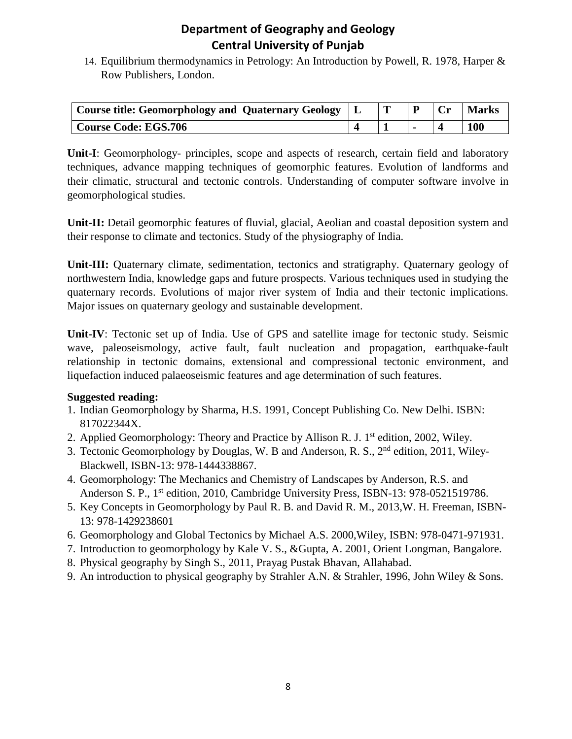14. Equilibrium thermodynamics in Petrology: An Introduction by Powell, R. 1978, Harper & Row Publishers, London.

| Course title: Geomorphology and Quaternary Geology | L | T | P | Cr | Marks |
|---|---|---|---|---|---|
| **Course Code: EGS.706** | **4** | **1** | **-** | **4** | **100** |

**Unit-I**: Geomorphology- principles, scope and aspects of research, certain field and laboratory techniques, advance mapping techniques of geomorphic features. Evolution of landforms and their climatic, structural and tectonic controls. Understanding of computer software involve in geomorphological studies.

**Unit-II:** Detail geomorphic features of fluvial, glacial, Aeolian and coastal deposition system and their response to climate and tectonics. Study of the physiography of India.

**Unit-III:** Quaternary climate, sedimentation, tectonics and stratigraphy. Quaternary geology of northwestern India, knowledge gaps and future prospects. Various techniques used in studying the quaternary records. Evolutions of major river system of India and their tectonic implications. Major issues on quaternary geology and sustainable development.

**Unit-IV**: Tectonic set up of India. Use of GPS and satellite image for tectonic study. Seismic wave, paleoseismology, active fault, fault nucleation and propagation, earthquake-fault relationship in tectonic domains, extensional and compressional tectonic environment, and liquefaction induced palaeoseismic features and age determination of such features.

**Suggested reading:**

1. Indian Geomorphology by Sharma, H.S. 1991, Concept Publishing Co. New Delhi. ISBN: 817022344X.
2. Applied Geomorphology: Theory and Practice by Allison R. J. 1st edition, 2002, Wiley.
3. Tectonic Geomorphology by Douglas, W. B and Anderson, R. S., 2nd edition, 2011, Wiley-Blackwell, ISBN-13: 978-1444338867.
4. Geomorphology: The Mechanics and Chemistry of Landscapes by Anderson, R.S. and Anderson S. P., 1st edition, 2010, Cambridge University Press, ISBN-13: 978-0521519786.
5. Key Concepts in Geomorphology by Paul R. B. and David R. M., 2013,W. H. Freeman, ISBN-13: 978-1429238601
6. Geomorphology and Global Tectonics by Michael A.S. 2000,Wiley, ISBN: 978-0471-971931.
7. Introduction to geomorphology by Kale V. S., &Gupta, A. 2001, Orient Longman, Bangalore.
8. Physical geography by Singh S., 2011, Prayag Pustak Bhavan, Allahabad.
9. An introduction to physical geography by Strahler A.N. & Strahler, 1996, John Wiley & Sons.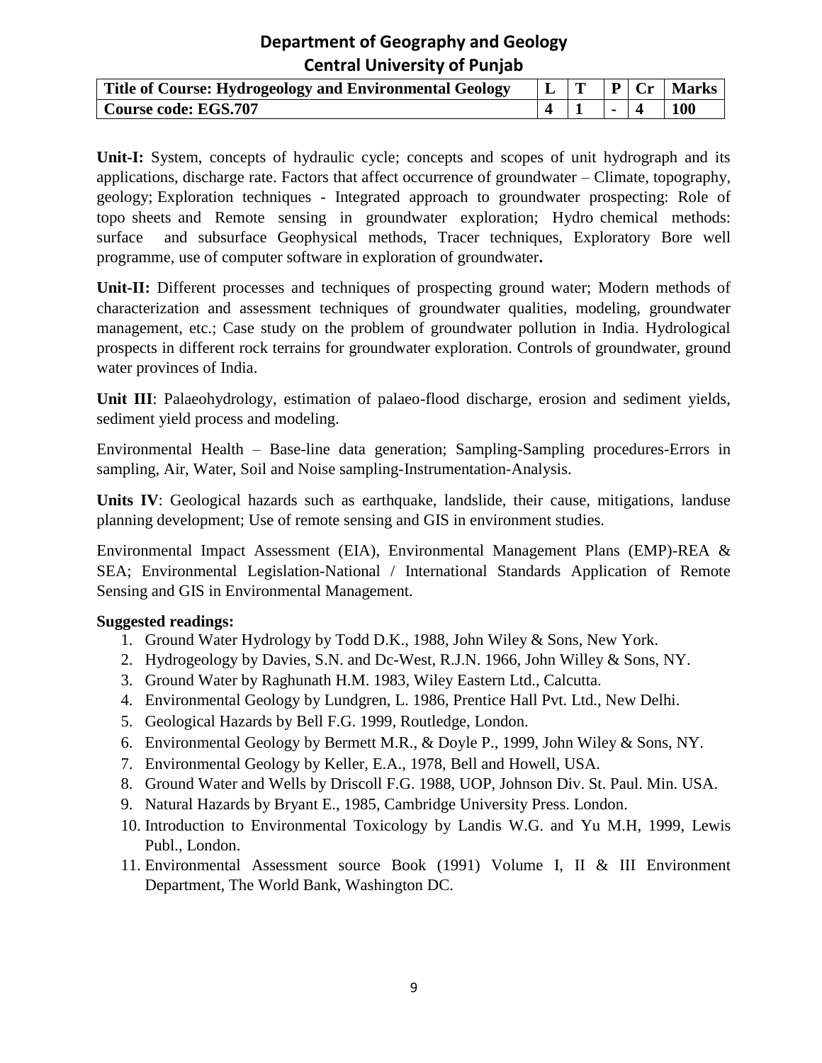# Department of Geography and Geology
## Central University of Punjab

| Title of Course: Hydrogeology and Environmental Geology | L | T | P | Cr | Marks |
|---|---|---|---|---|---|
| Course code: EGS.707 | 4 | 1 | - | 4 | 100 |

**Unit-I:** System, concepts of hydraulic cycle; concepts and scopes of unit hydrograph and its applications, discharge rate. Factors that affect occurrence of groundwater – Climate, topography, geology; Exploration techniques - Integrated approach to groundwater prospecting: Role of topo sheets and Remote sensing in groundwater exploration; Hydro chemical methods: surface and subsurface Geophysical methods, Tracer techniques, Exploratory Bore well programme, use of computer software in exploration of groundwater**.**

**Unit-II:** Different processes and techniques of prospecting ground water; Modern methods of characterization and assessment techniques of groundwater qualities, modeling, groundwater management, etc.; Case study on the problem of groundwater pollution in India. Hydrological prospects in different rock terrains for groundwater exploration. Controls of groundwater, ground water provinces of India.

**Unit III**: Palaeohydrology, estimation of palaeo-flood discharge, erosion and sediment yields, sediment yield process and modeling.

Environmental Health – Base-line data generation; Sampling-Sampling procedures-Errors in sampling, Air, Water, Soil and Noise sampling-Instrumentation-Analysis.

**Units IV**: Geological hazards such as earthquake, landslide, their cause, mitigations, landuse planning development; Use of remote sensing and GIS in environment studies.

Environmental Impact Assessment (EIA), Environmental Management Plans (EMP)-REA & SEA; Environmental Legislation-National / International Standards Application of Remote Sensing and GIS in Environmental Management.

**Suggested readings:**

1. Ground Water Hydrology by Todd D.K., 1988, John Wiley & Sons, New York.
2. Hydrogeology by Davies, S.N. and Dc-West, R.J.N. 1966, John Willey & Sons, NY.
3. Ground Water by Raghunath H.M. 1983, Wiley Eastern Ltd., Calcutta.
4. Environmental Geology by Lundgren, L. 1986, Prentice Hall Pvt. Ltd., New Delhi.
5. Geological Hazards by Bell F.G. 1999, Routledge, London.
6. Environmental Geology by Bermett M.R., & Doyle P., 1999, John Wiley & Sons, NY.
7. Environmental Geology by Keller, E.A., 1978, Bell and Howell, USA.
8. Ground Water and Wells by Driscoll F.G. 1988, UOP, Johnson Div. St. Paul. Min. USA.
9. Natural Hazards by Bryant E., 1985, Cambridge University Press. London.
10. Introduction to Environmental Toxicology by Landis W.G. and Yu M.H, 1999, Lewis Publ., London.
11. Environmental Assessment source Book (1991) Volume I, II & III Environment Department, The World Bank, Washington DC.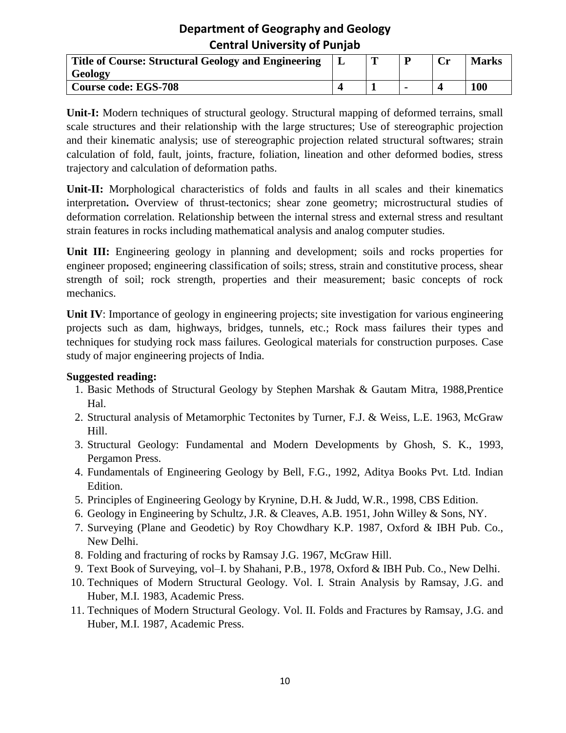# Department of Geography and Geology
## Central University of Punjab

| Title of Course: Structural Geology and Engineering Geology | L | T | P | Cr | Marks |
|---|---|---|---|---|---|
| **Course code: EGS-708** | **4** | **1** | **-** | **4** | **100** |

**Unit-I:** Modern techniques of structural geology. Structural mapping of deformed terrains, small scale structures and their relationship with the large structures; Use of stereographic projection and their kinematic analysis; use of stereographic projection related structural softwares; strain calculation of fold, fault, joints, fracture, foliation, lineation and other deformed bodies, stress trajectory and calculation of deformation paths.

**Unit-II:** Morphological characteristics of folds and faults in all scales and their kinematics interpretation**.** Overview of thrust-tectonics; shear zone geometry; microstructural studies of deformation correlation. Relationship between the internal stress and external stress and resultant strain features in rocks including mathematical analysis and analog computer studies.

**Unit III:** Engineering geology in planning and development; soils and rocks properties for engineer proposed; engineering classification of soils; stress, strain and constitutive process, shear strength of soil; rock strength, properties and their measurement; basic concepts of rock mechanics.

**Unit IV**: Importance of geology in engineering projects; site investigation for various engineering projects such as dam, highways, bridges, tunnels, etc.; Rock mass failures their types and techniques for studying rock mass failures. Geological materials for construction purposes. Case study of major engineering projects of India.

**Suggested reading:**

1. Basic Methods of Structural Geology by Stephen Marshak & Gautam Mitra, 1988,Prentice Hal.
2. Structural analysis of Metamorphic Tectonites by Turner, F.J. & Weiss, L.E. 1963, McGraw Hill.
3. Structural Geology: Fundamental and Modern Developments by Ghosh, S. K., 1993, Pergamon Press.
4. Fundamentals of Engineering Geology by Bell, F.G., 1992, Aditya Books Pvt. Ltd. Indian Edition.
5. Principles of Engineering Geology by Krynine, D.H. & Judd, W.R., 1998, CBS Edition.
6. Geology in Engineering by Schultz, J.R. & Cleaves, A.B. 1951, John Willey & Sons, NY.
7. Surveying (Plane and Geodetic) by Roy Chowdhary K.P. 1987, Oxford & IBH Pub. Co., New Delhi.
8. Folding and fracturing of rocks by Ramsay J.G. 1967, McGraw Hill.
9. Text Book of Surveying, vol–I. by Shahani, P.B., 1978, Oxford & IBH Pub. Co., New Delhi.
10. Techniques of Modern Structural Geology. Vol. I. Strain Analysis by Ramsay, J.G. and Huber, M.I. 1983, Academic Press.
11. Techniques of Modern Structural Geology. Vol. II. Folds and Fractures by Ramsay, J.G. and Huber, M.I. 1987, Academic Press.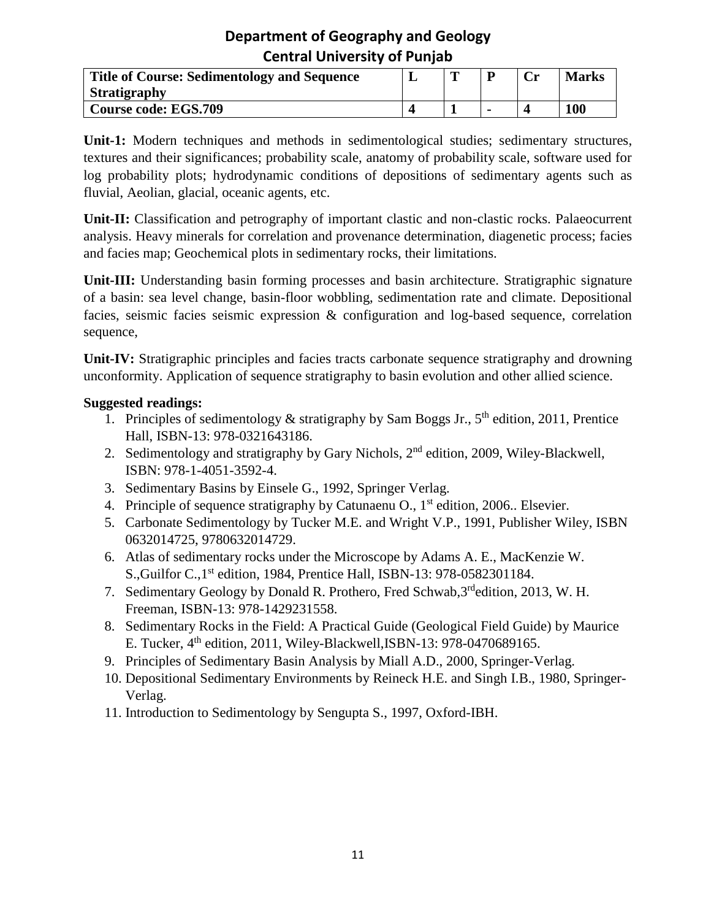# Department of Geography and Geology
## Central University of Punjab

| Title of Course: Sedimentology and Sequence Stratigraphy | L | T | P | Cr | Marks |
|---|---|---|---|---|---|
| Course code: EGS.709 | 4 | 1 | - | 4 | 100 |

**Unit-1:** Modern techniques and methods in sedimentological studies; sedimentary structures, textures and their significances; probability scale, anatomy of probability scale, software used for log probability plots; hydrodynamic conditions of depositions of sedimentary agents such as fluvial, Aeolian, glacial, oceanic agents, etc.

**Unit-II:** Classification and petrography of important clastic and non-clastic rocks. Palaeocurrent analysis. Heavy minerals for correlation and provenance determination, diagenetic process; facies and facies map; Geochemical plots in sedimentary rocks, their limitations.

**Unit-III:** Understanding basin forming processes and basin architecture. Stratigraphic signature of a basin: sea level change, basin-floor wobbling, sedimentation rate and climate. Depositional facies, seismic facies seismic expression & configuration and log-based sequence, correlation sequence,

**Unit-IV:** Stratigraphic principles and facies tracts carbonate sequence stratigraphy and drowning unconformity. Application of sequence stratigraphy to basin evolution and other allied science.

**Suggested readings:**

1. Principles of sedimentology & stratigraphy by Sam Boggs Jr., 5th edition, 2011, Prentice Hall, ISBN-13: 978-0321643186.
2. Sedimentology and stratigraphy by Gary Nichols, 2nd edition, 2009, Wiley-Blackwell, ISBN: 978-1-4051-3592-4.
3. Sedimentary Basins by Einsele G., 1992, Springer Verlag.
4. Principle of sequence stratigraphy by Catunaenu O., 1st edition, 2006.. Elsevier.
5. Carbonate Sedimentology by Tucker M.E. and Wright V.P., 1991, Publisher Wiley, ISBN 0632014725, 9780632014729.
6. Atlas of sedimentary rocks under the Microscope by Adams A. E., MacKenzie W. S.,Guilfor C.,1st edition, 1984, Prentice Hall, ISBN-13: 978-0582301184.
7. Sedimentary Geology by Donald R. Prothero, Fred Schwab,3rdedition, 2013, W. H. Freeman, ISBN-13: 978-1429231558.
8. Sedimentary Rocks in the Field: A Practical Guide (Geological Field Guide) by Maurice E. Tucker, 4th edition, 2011, Wiley-Blackwell,ISBN-13: 978-0470689165.
9. Principles of Sedimentary Basin Analysis by Miall A.D., 2000, Springer-Verlag.
10. Depositional Sedimentary Environments by Reineck H.E. and Singh I.B., 1980, Springer-Verlag.
11. Introduction to Sedimentology by Sengupta S., 1997, Oxford-IBH.